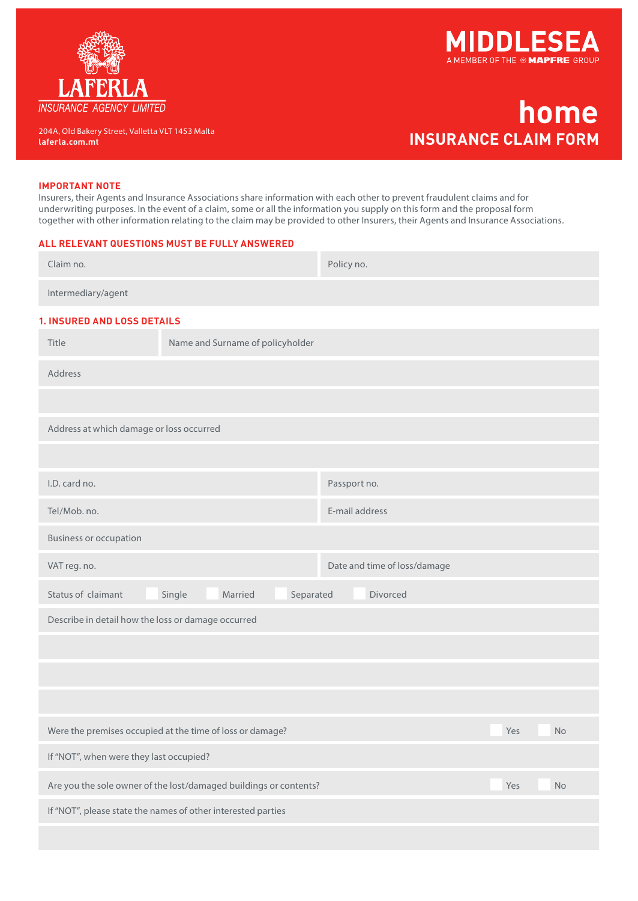**LAFERLA**
*INSURANCE AGENCY LIMITED*

204A, Old Bakery Street, Valletta VLT 1453 Malta
**laferla.com.mt**

**MIDDLESEA**
A MEMBER OF THE ® **MAPFRE** GROUP

# home
## INSURANCE CLAIM FORM

**IMPORTANT NOTE**

Insurers, their Agents and Insurance Associations share information with each other to prevent fraudulent claims and for underwriting purposes. In the event of a claim, some or all the information you supply on this form and the proposal form together with other information relating to the claim may be provided to other Insurers, their Agents and Insurance Associations.

**ALL RELEVANT QUESTIONS MUST BE FULLY ANSWERED**

| Claim no. | Policy no. |
|---|---|
| Intermediary/agent | |

### 1. INSURED AND LOSS DETAILS

| Title | Name and Surname of policyholder |
|---|---|

Address

Address at which damage or loss occurred

| I.D. card no. | Passport no. |
|---|---|
| Tel/Mob. no. | E-mail address |
| Business or occupation | |
| VAT reg. no. | Date and time of loss/damage |

Status of claimant ☐ Single ☐ Married ☐ Separated ☐ Divorced

Describe in detail how the loss or damage occurred

Were the premises occupied at the time of loss or damage? ☐ Yes ☐ No

If "NOT", when were they last occupied?

Are you the sole owner of the lost/damaged buildings or contents? ☐ Yes ☐ No

If "NOT", please state the names of other interested parties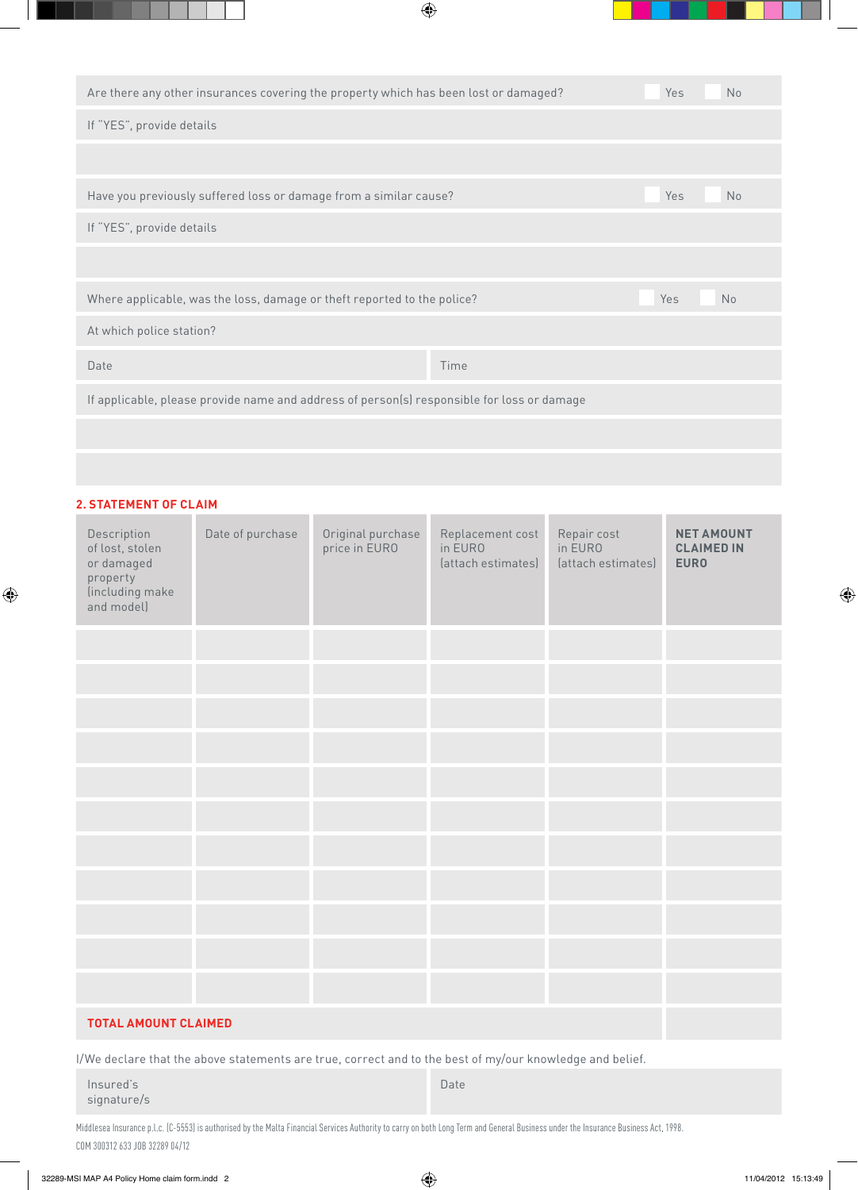Are there any other insurances covering the property which has been lost or damaged? ☐ Yes ☐ No

If "YES", provide details

Have you previously suffered loss or damage from a similar cause? ☐ Yes ☐ No

If "YES", provide details

Where applicable, was the loss, damage or theft reported to the police? ☐ Yes ☐ No

At which police station?

| Date | Time |
|---|---|
| | |

If applicable, please provide name and address of person(s) responsible for loss or damage

## 2. STATEMENT OF CLAIM

| Description of lost, stolen or damaged property (including make and model) | Date of purchase | Original purchase price in EURO | Replacement cost in EURO (attach estimates) | Repair cost in EURO (attach estimates) | **NET AMOUNT CLAIMED IN EURO** |
|---|---|---|---|---|---|
| | | | | | |
| | | | | | |
| | | | | | |
| | | | | | |
| | | | | | |
| | | | | | |
| | | | | | |
| | | | | | |
| | | | | | |
| | | | | | |
| | | | | | |
| **TOTAL AMOUNT CLAIMED** | | | | | |

I/We declare that the above statements are true, correct and to the best of my/our knowledge and belief.

| Insured's signature/s | Date |
|---|---|
| | |

Middlesea Insurance p.l.c. (C-5553) is authorised by the Malta Financial Services Authority to carry on both Long Term and General Business under the Insurance Business Act, 1998.

COM 300312 633 JOB 32289 04/12